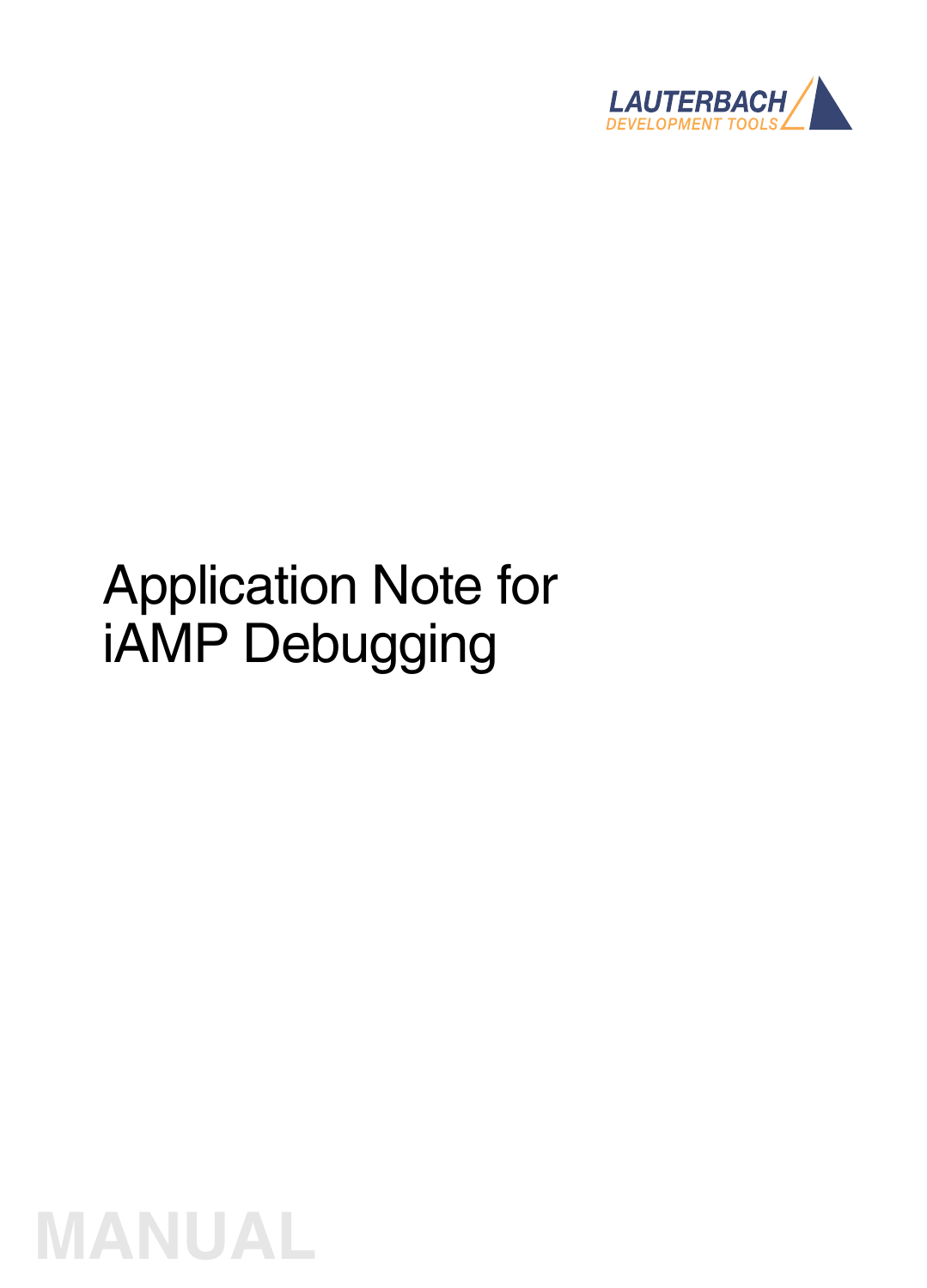LAUTERBACH
DEVELOPMENT TOOLS

# Application Note for iAMP Debugging

MANUAL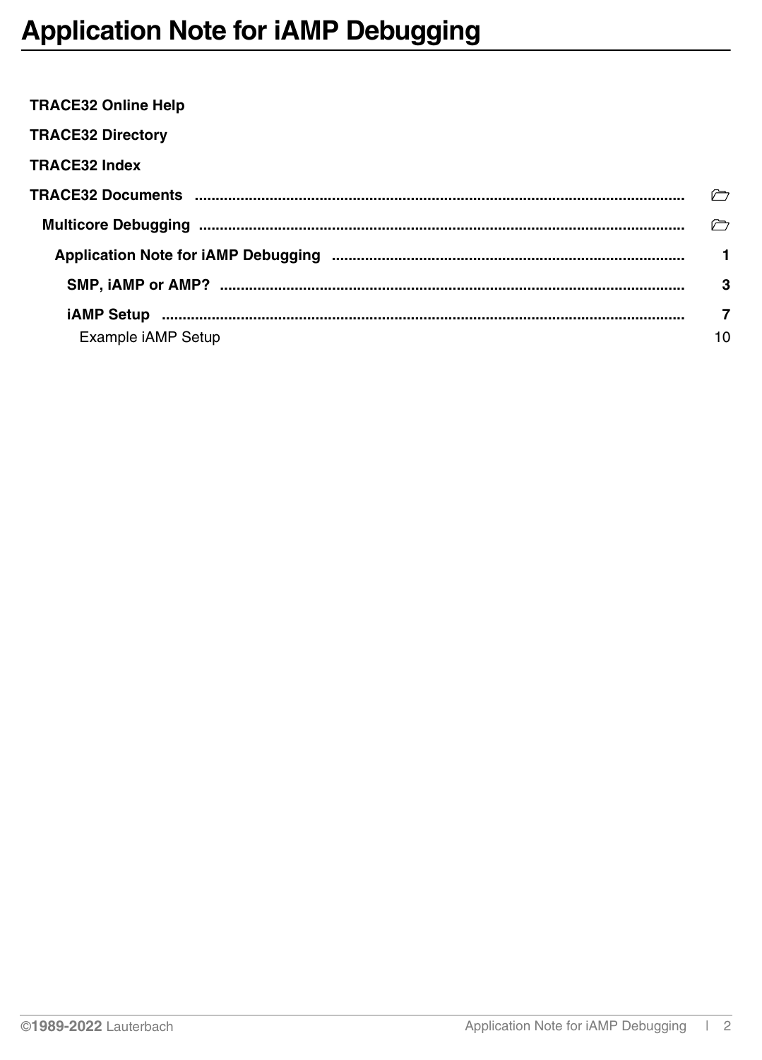# Application Note for iAMP Debugging

**TRACE32 Online Help**

**TRACE32 Directory**

**TRACE32 Index**

**TRACE32 Documents** ......................................................................................................................

**Multicore Debugging** ....................................................................................................................

**Application Note for iAMP Debugging** .................................................................................... **1**

**SMP, iAMP or AMP?** ............................................................................................................. **3**

**iAMP Setup** ........................................................................................................................... **7**

Example iAMP Setup 10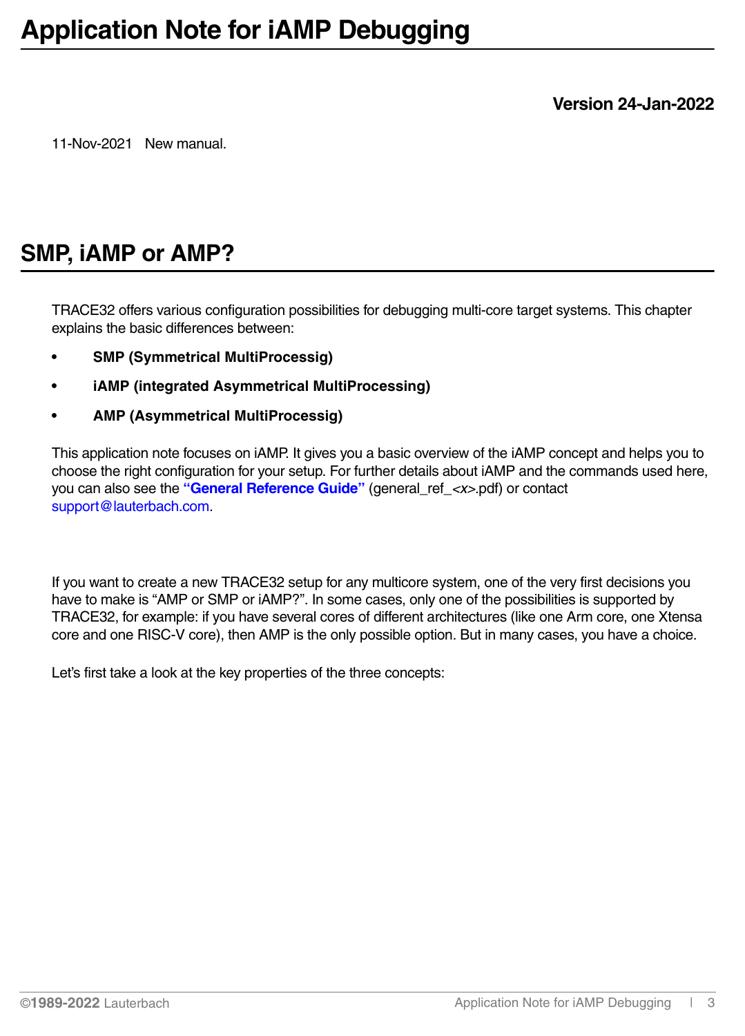# Application Note for iAMP Debugging

**Version 24-Jan-2022**

11-Nov-2021 New manual.

## SMP, iAMP or AMP?

TRACE32 offers various configuration possibilities for debugging multi-core target systems. This chapter explains the basic differences between:

- **SMP (Symmetrical MultiProcessig)**
- **iAMP (integrated Asymmetrical MultiProcessing)**
- **AMP (Asymmetrical MultiProcessig)**

This application note focuses on iAMP. It gives you a basic overview of the iAMP concept and helps you to choose the right configuration for your setup. For further details about iAMP and the commands used here, you can also see the **"General Reference Guide"** (general_ref_*<x>*.pdf) or contact support@lauterbach.com.

If you want to create a new TRACE32 setup for any multicore system, one of the very first decisions you have to make is "AMP or SMP or iAMP?". In some cases, only one of the possibilities is supported by TRACE32, for example: if you have several cores of different architectures (like one Arm core, one Xtensa core and one RISC-V core), then AMP is the only possible option. But in many cases, you have a choice.

Let's first take a look at the key properties of the three concepts: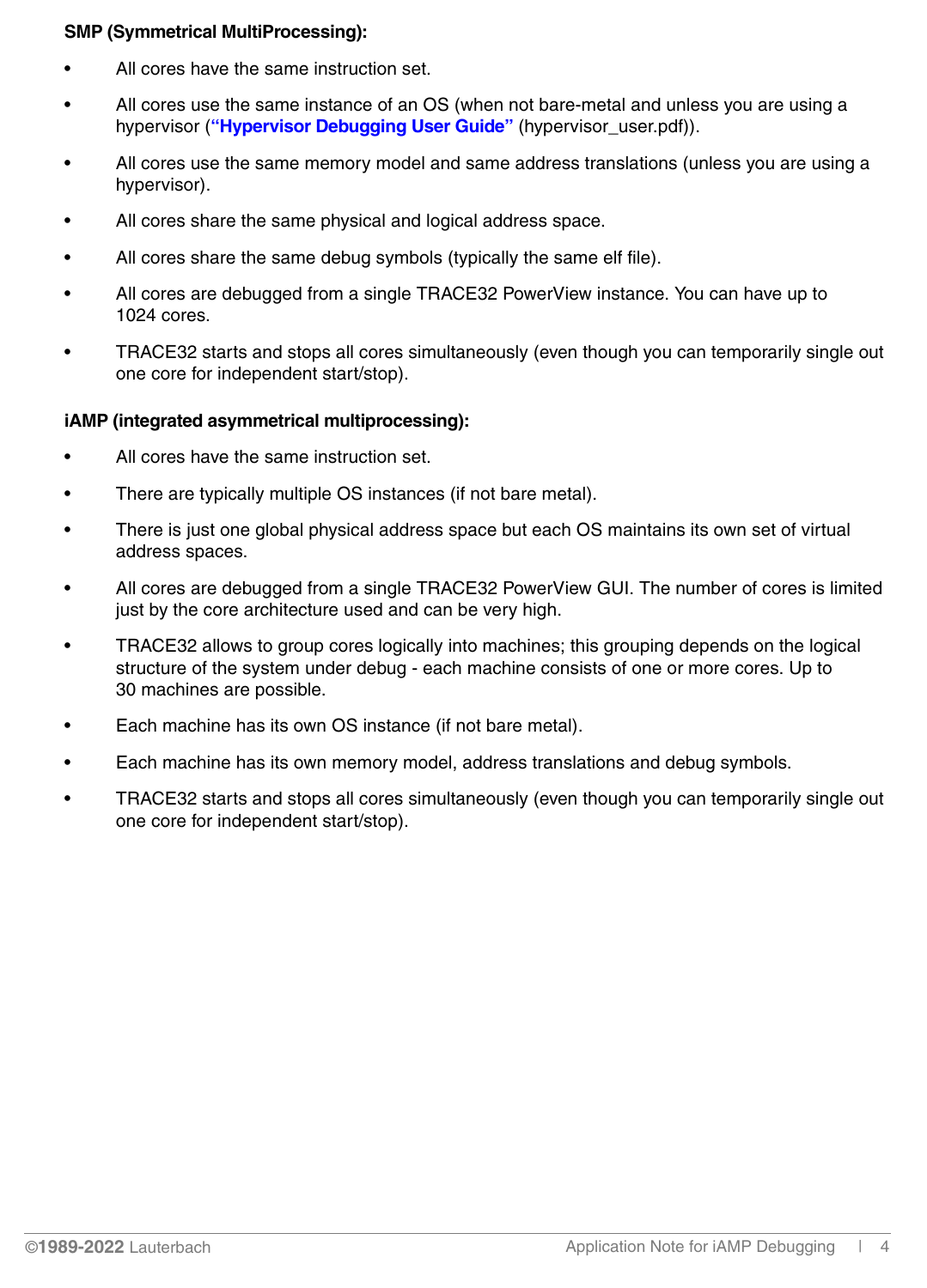**SMP (Symmetrical MultiProcessing):**

- All cores have the same instruction set.
- All cores use the same instance of an OS (when not bare-metal and unless you are using a hypervisor (**"Hypervisor Debugging User Guide"** (hypervisor_user.pdf)).
- All cores use the same memory model and same address translations (unless you are using a hypervisor).
- All cores share the same physical and logical address space.
- All cores share the same debug symbols (typically the same elf file).
- All cores are debugged from a single TRACE32 PowerView instance. You can have up to 1024 cores.
- TRACE32 starts and stops all cores simultaneously (even though you can temporarily single out one core for independent start/stop).

**iAMP (integrated asymmetrical multiprocessing):**

- All cores have the same instruction set.
- There are typically multiple OS instances (if not bare metal).
- There is just one global physical address space but each OS maintains its own set of virtual address spaces.
- All cores are debugged from a single TRACE32 PowerView GUI. The number of cores is limited just by the core architecture used and can be very high.
- TRACE32 allows to group cores logically into machines; this grouping depends on the logical structure of the system under debug - each machine consists of one or more cores. Up to 30 machines are possible.
- Each machine has its own OS instance (if not bare metal).
- Each machine has its own memory model, address translations and debug symbols.
- TRACE32 starts and stops all cores simultaneously (even though you can temporarily single out one core for independent start/stop).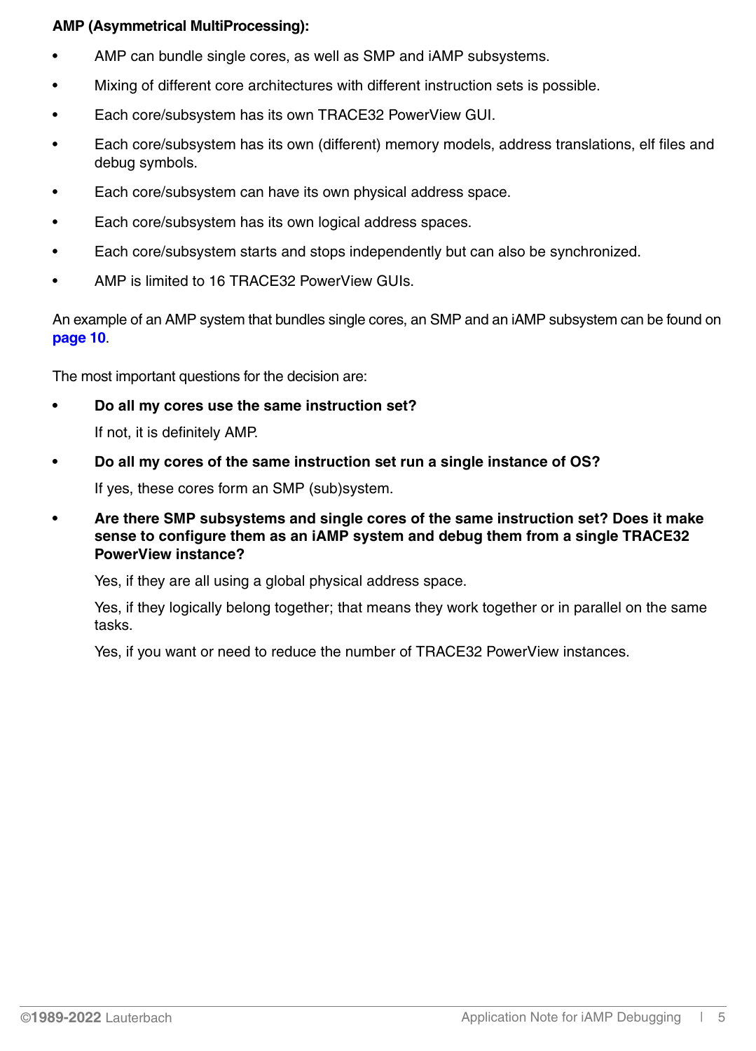**AMP (Asymmetrical MultiProcessing):**

- AMP can bundle single cores, as well as SMP and iAMP subsystems.
- Mixing of different core architectures with different instruction sets is possible.
- Each core/subsystem has its own TRACE32 PowerView GUI.
- Each core/subsystem has its own (different) memory models, address translations, elf files and debug symbols.
- Each core/subsystem can have its own physical address space.
- Each core/subsystem has its own logical address spaces.
- Each core/subsystem starts and stops independently but can also be synchronized.
- AMP is limited to 16 TRACE32 PowerView GUIs.

An example of an AMP system that bundles single cores, an SMP and an iAMP subsystem can be found on **page 10**.

The most important questions for the decision are:

- **Do all my cores use the same instruction set?**

  If not, it is definitely AMP.

- **Do all my cores of the same instruction set run a single instance of OS?**

  If yes, these cores form an SMP (sub)system.

- **Are there SMP subsystems and single cores of the same instruction set? Does it make sense to configure them as an iAMP system and debug them from a single TRACE32 PowerView instance?**

  Yes, if they are all using a global physical address space.

  Yes, if they logically belong together; that means they work together or in parallel on the same tasks.

  Yes, if you want or need to reduce the number of TRACE32 PowerView instances.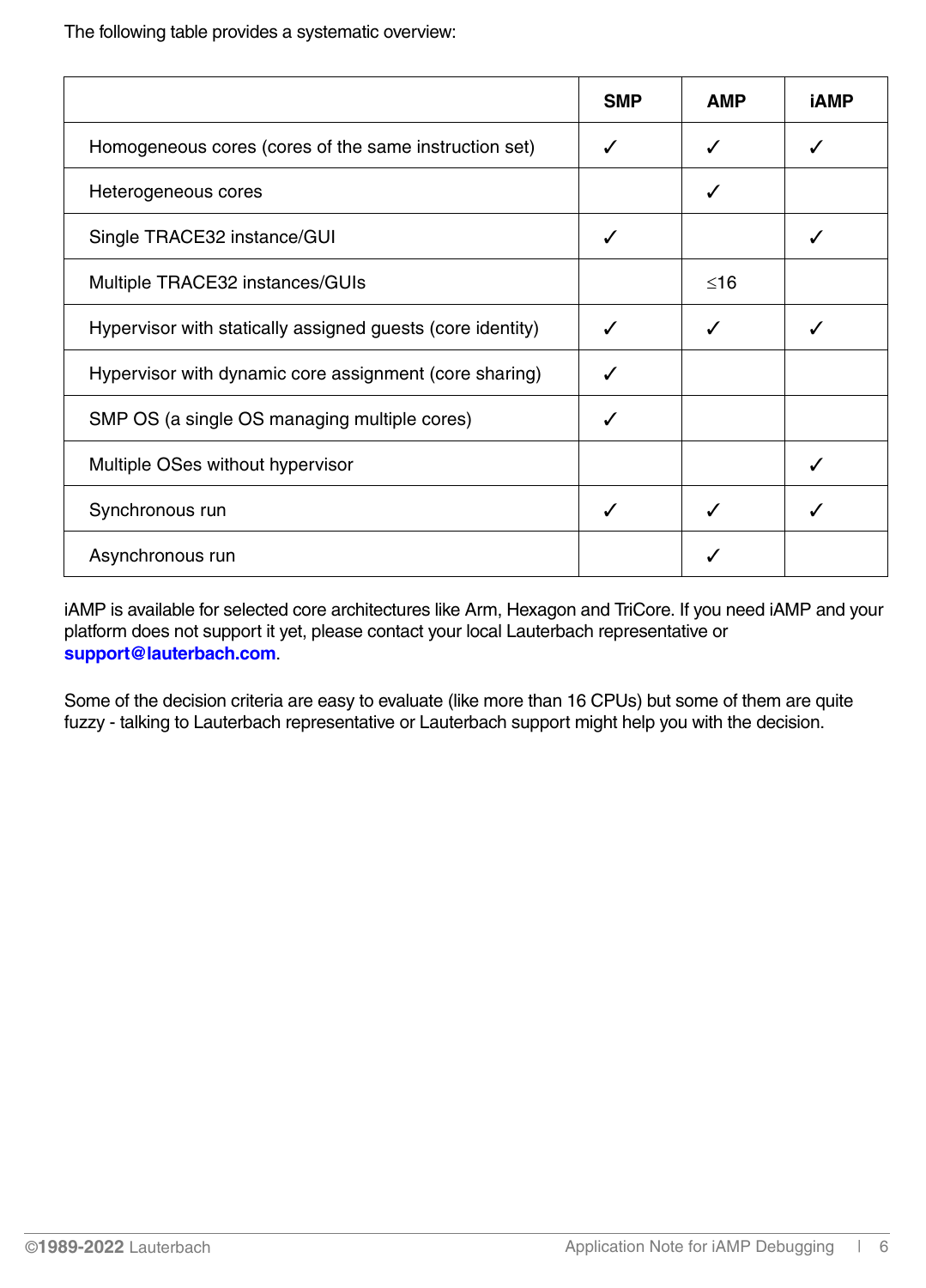The following table provides a systematic overview:

| | SMP | AMP | iAMP |
|---|---|---|---|
| Homogeneous cores (cores of the same instruction set) | ✓ | ✓ | ✓ |
| Heterogeneous cores | | ✓ | |
| Single TRACE32 instance/GUI | ✓ | | ✓ |
| Multiple TRACE32 instances/GUIs | | ≤16 | |
| Hypervisor with statically assigned guests (core identity) | ✓ | ✓ | ✓ |
| Hypervisor with dynamic core assignment (core sharing) | ✓ | | |
| SMP OS (a single OS managing multiple cores) | ✓ | | |
| Multiple OSes without hypervisor | | | ✓ |
| Synchronous run | ✓ | ✓ | ✓ |
| Asynchronous run | | ✓ | |

iAMP is available for selected core architectures like Arm, Hexagon and TriCore. If you need iAMP and your platform does not support it yet, please contact your local Lauterbach representative or **support@lauterbach.com**.

Some of the decision criteria are easy to evaluate (like more than 16 CPUs) but some of them are quite fuzzy - talking to Lauterbach representative or Lauterbach support might help you with the decision.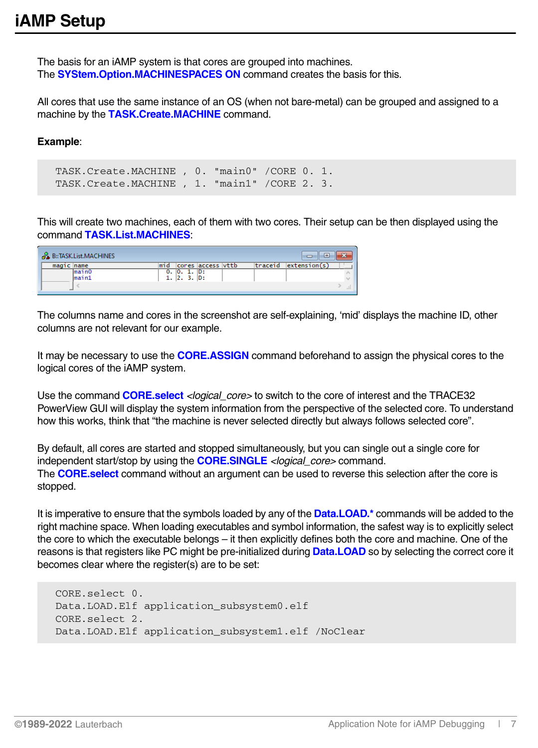# iAMP Setup

The basis for an iAMP system is that cores are grouped into machines.
The **SYStem.Option.MACHINESPACES ON** command creates the basis for this.

All cores that use the same instance of an OS (when not bare-metal) can be grouped and assigned to a machine by the **TASK.Create.MACHINE** command.

**Example**:

```
TASK.Create.MACHINE , 0. "main0" /CORE 0. 1.
TASK.Create.MACHINE , 1. "main1" /CORE 2. 3.
```

This will create two machines, each of them with two cores. Their setup can be then displayed using the command **TASK.List.MACHINES**:

| magic | name | mid | cores | access | vttb | traceid | extension(s) |
|---|---|---|---|---|---|---|---|
| | main0 | 0. | 0. 1. | D: | | | |
| | main1 | 1. | 2. 3. | D: | | | |

The columns name and cores in the screenshot are self-explaining, 'mid' displays the machine ID, other columns are not relevant for our example.

It may be necessary to use the **CORE.ASSIGN** command beforehand to assign the physical cores to the logical cores of the iAMP system.

Use the command **CORE.select** *<logical_core>* to switch to the core of interest and the TRACE32 PowerView GUI will display the system information from the perspective of the selected core. To understand how this works, think that "the machine is never selected directly but always follows selected core".

By default, all cores are started and stopped simultaneously, but you can single out a single core for independent start/stop by using the **CORE.SINGLE** *<logical_core>* command.
The **CORE.select** command without an argument can be used to reverse this selection after the core is stopped.

It is imperative to ensure that the symbols loaded by any of the **Data.LOAD.*** commands will be added to the right machine space. When loading executables and symbol information, the safest way is to explicitly select the core to which the executable belongs – it then explicitly defines both the core and machine. One of the reasons is that registers like PC might be pre-initialized during **Data.LOAD** so by selecting the correct core it becomes clear where the register(s) are to be set:

```
CORE.select 0.
Data.LOAD.Elf application_subsystem0.elf
CORE.select 2.
Data.LOAD.Elf application_subsystem1.elf /NoClear
```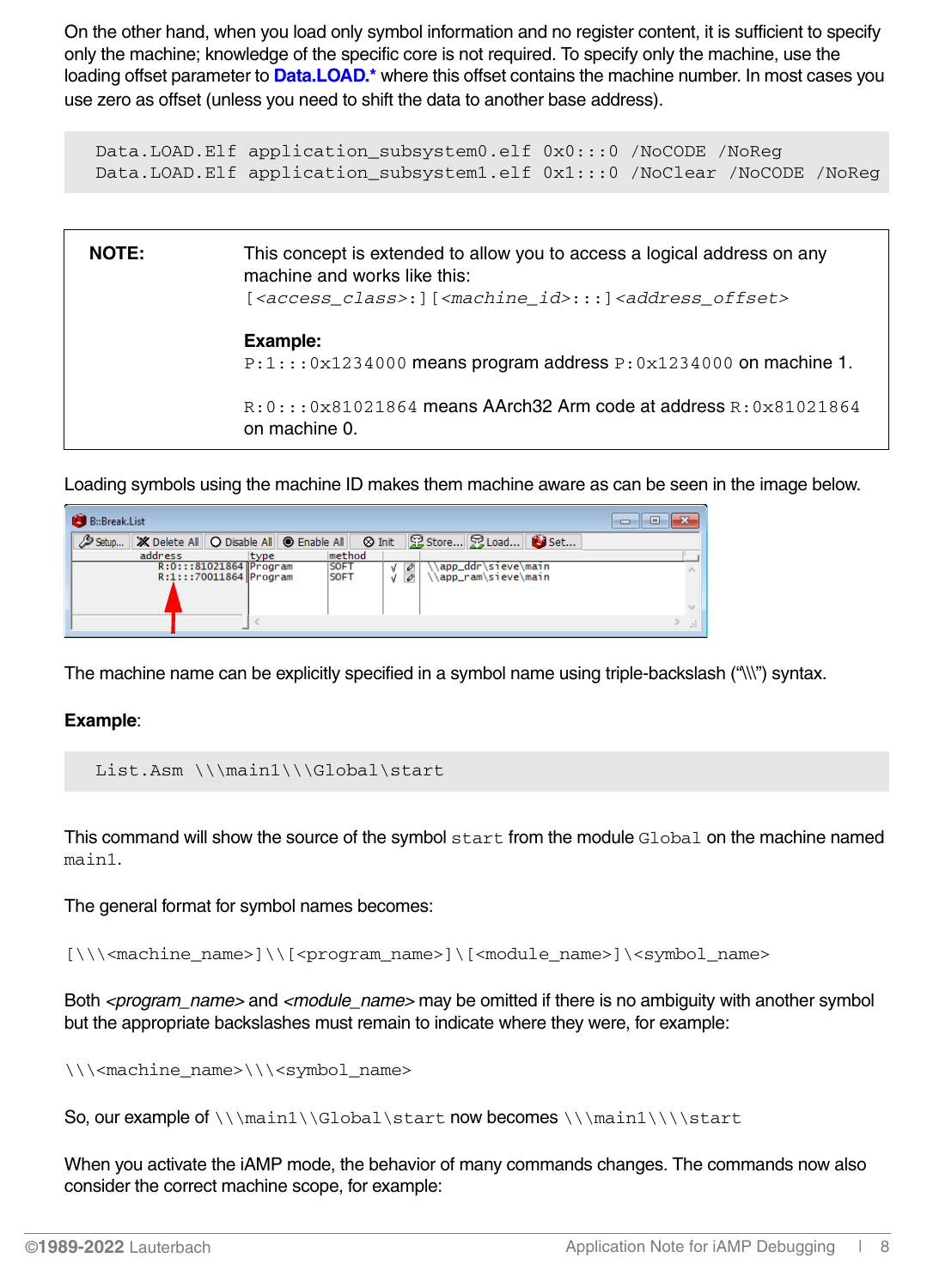On the other hand, when you load only symbol information and no register content, it is sufficient to specify only the machine; knowledge of the specific core is not required. To specify only the machine, use the loading offset parameter to **Data.LOAD.*** where this offset contains the machine number. In most cases you use zero as offset (unless you need to shift the data to another base address).

```
Data.LOAD.Elf application_subsystem0.elf 0x0:::0 /NoCODE /NoReg
Data.LOAD.Elf application_subsystem1.elf 0x1:::0 /NoClear /NoCODE /NoReg
```

| | |
|---|---|
| **NOTE:** | This concept is extended to allow you to access a logical address on any machine and works like this:<br>`[<access_class>:][<machine_id>:::]<address_offset>`<br><br>**Example:**<br>`P:1:::0x1234000` means program address `P:0x1234000` on machine 1.<br><br>`R:0:::0x81021864` means AArch32 Arm code at address `R:0x81021864` on machine 0. |

Loading symbols using the machine ID makes them machine aware as can be seen in the image below.

The machine name can be explicitly specified in a symbol name using triple-backslash ("\\\") syntax.

**Example**:

```
List.Asm \\\main1\\\Global\start
```

This command will show the source of the symbol `start` from the module `Global` on the machine named `main1`.

The general format for symbol names becomes:

`[\\\<machine_name>]\\[<program_name>]\[<module_name>]\<symbol_name>`

Both *<program_name>* and *<module_name>* may be omitted if there is no ambiguity with another symbol but the appropriate backslashes must remain to indicate where they were, for example:

`\\\<machine_name>\\\<symbol_name>`

So, our example of `\\\main1\\Global\start` now becomes `\\\main1\\\\start`

When you activate the iAMP mode, the behavior of many commands changes. The commands now also consider the correct machine scope, for example: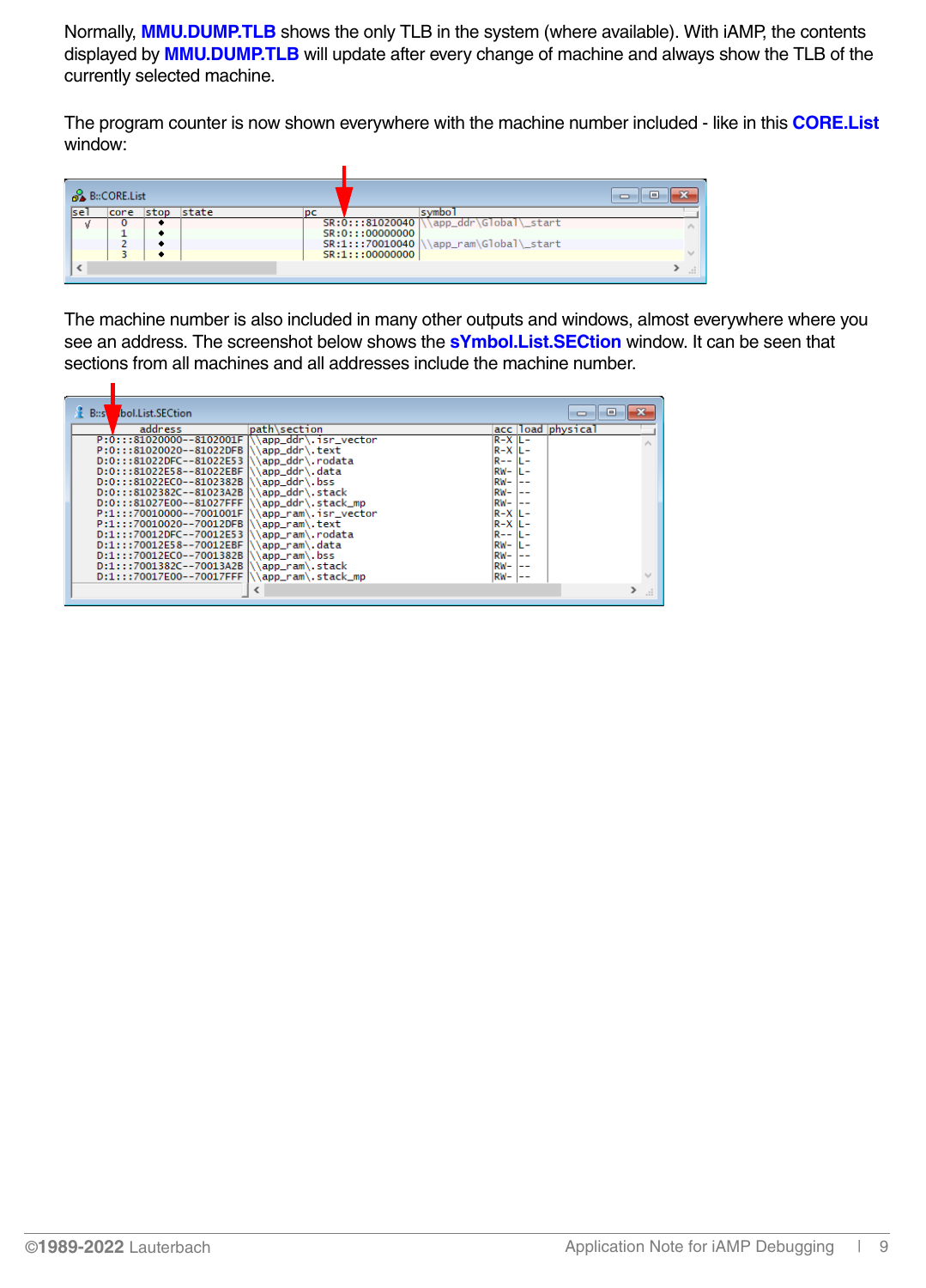Normally, **MMU.DUMP.TLB** shows the only TLB in the system (where available). With iAMP, the contents displayed by **MMU.DUMP.TLB** will update after every change of machine and always show the TLB of the currently selected machine.

The program counter is now shown everywhere with the machine number included - like in this **CORE.List** window:

B::CORE.List

| sel | core | stop | state | pc | symbol |
|---|---|---|---|---|---|
| √ | 0 | ◆ | | SR:0:::81020040 | \\app_ddr\Global\_start |
| | 1 | ◆ | | SR:0:::00000000 | |
| | 2 | ◆ | | SR:1:::70010040 | \\app_ram\Global\_start |
| | 3 | ◆ | | SR:1:::00000000 | |

The machine number is also included in many other outputs and windows, almost everywhere where you see an address. The screenshot below shows the **sYmbol.List.SECtion** window. It can be seen that sections from all machines and all addresses include the machine number.

B::sYmbol.List.SECtion

| address | path\section | acc | load | physical |
|---|---|---|---|---|
| P:0:::81020000--8102001F | \\app_ddr\.isr_vector | R-X | L- | |
| P:0:::81020020--81022DFB | \\app_ddr\.text | R-X | L- | |
| D:0:::81022DFC--81022E53 | \\app_ddr\.rodata | R-- | L- | |
| D:0:::81022E58--81022EBF | \\app_ddr\.data | RW- | L- | |
| D:0:::81022EC0--8102382B | \\app_ddr\.bss | RW- | -- | |
| D:0:::8102382C--81023A2B | \\app_ddr\.stack | RW- | -- | |
| D:0:::81027E00--81027FFF | \\app_ddr\.stack_mp | RW- | -- | |
| P:1:::70010000--7001001F | \\app_ram\.isr_vector | R-X | L- | |
| P:1:::70010020--70012DFB | \\app_ram\.text | R-X | L- | |
| D:1:::70012DFC--70012E53 | \\app_ram\.rodata | R-- | L- | |
| D:1:::70012E58--70012EBF | \\app_ram\.data | RW- | L- | |
| D:1:::70012EC0--7001382B | \\app_ram\.bss | RW- | -- | |
| D:1:::7001382C--70013A2B | \\app_ram\.stack | RW- | -- | |
| D:1:::70017E00--70017FFF | \\app_ram\.stack_mp | RW- | -- | |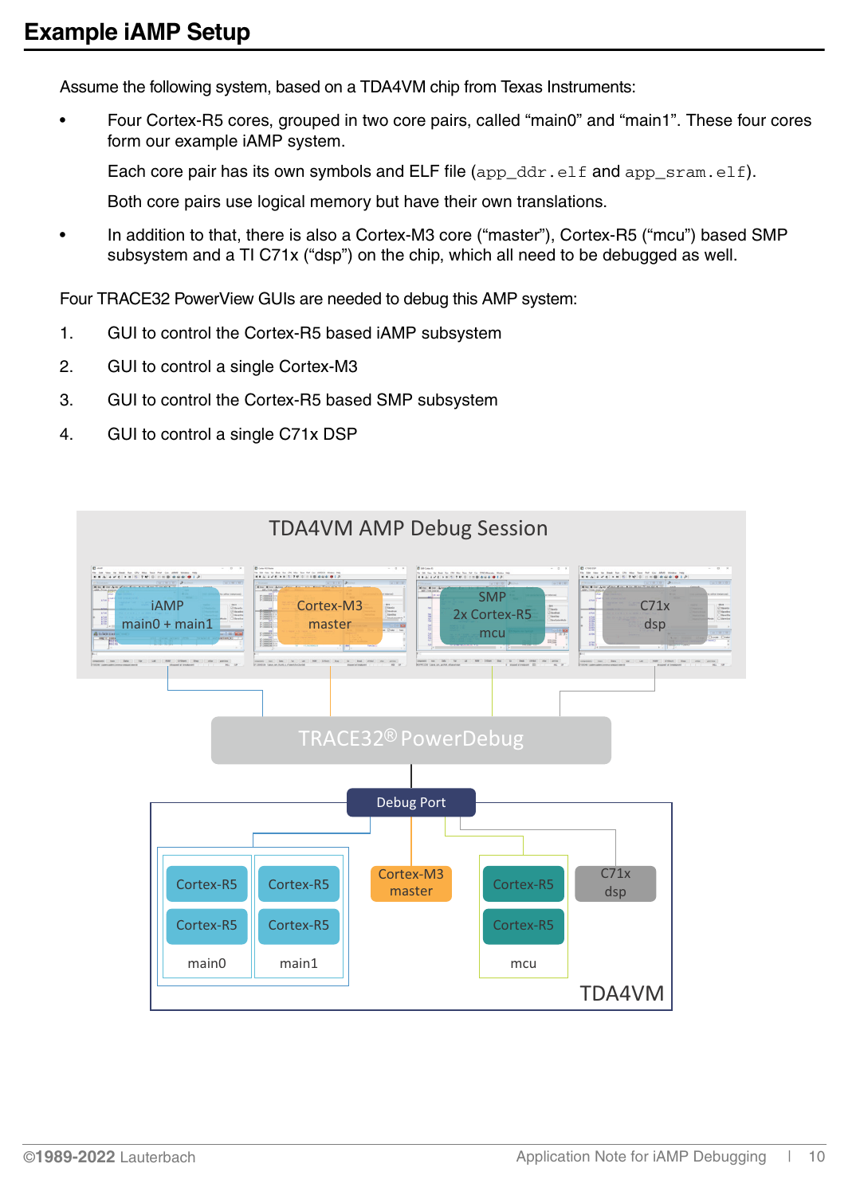## Example iAMP Setup

Assume the following system, based on a TDA4VM chip from Texas Instruments:

- Four Cortex-R5 cores, grouped in two core pairs, called “main0” and “main1”. These four cores form our example iAMP system.

  Each core pair has its own symbols and ELF file (`app_ddr.elf` and `app_sram.elf`).

  Both core pairs use logical memory but have their own translations.

- In addition to that, there is also a Cortex-M3 core (“master”), Cortex-R5 (“mcu”) based SMP subsystem and a TI C71x (“dsp”) on the chip, which all need to be debugged as well.

Four TRACE32 PowerView GUIs are needed to debug this AMP system:

1. GUI to control the Cortex-R5 based iAMP subsystem
2. GUI to control a single Cortex-M3
3. GUI to control the Cortex-R5 based SMP subsystem
4. GUI to control a single C71x DSP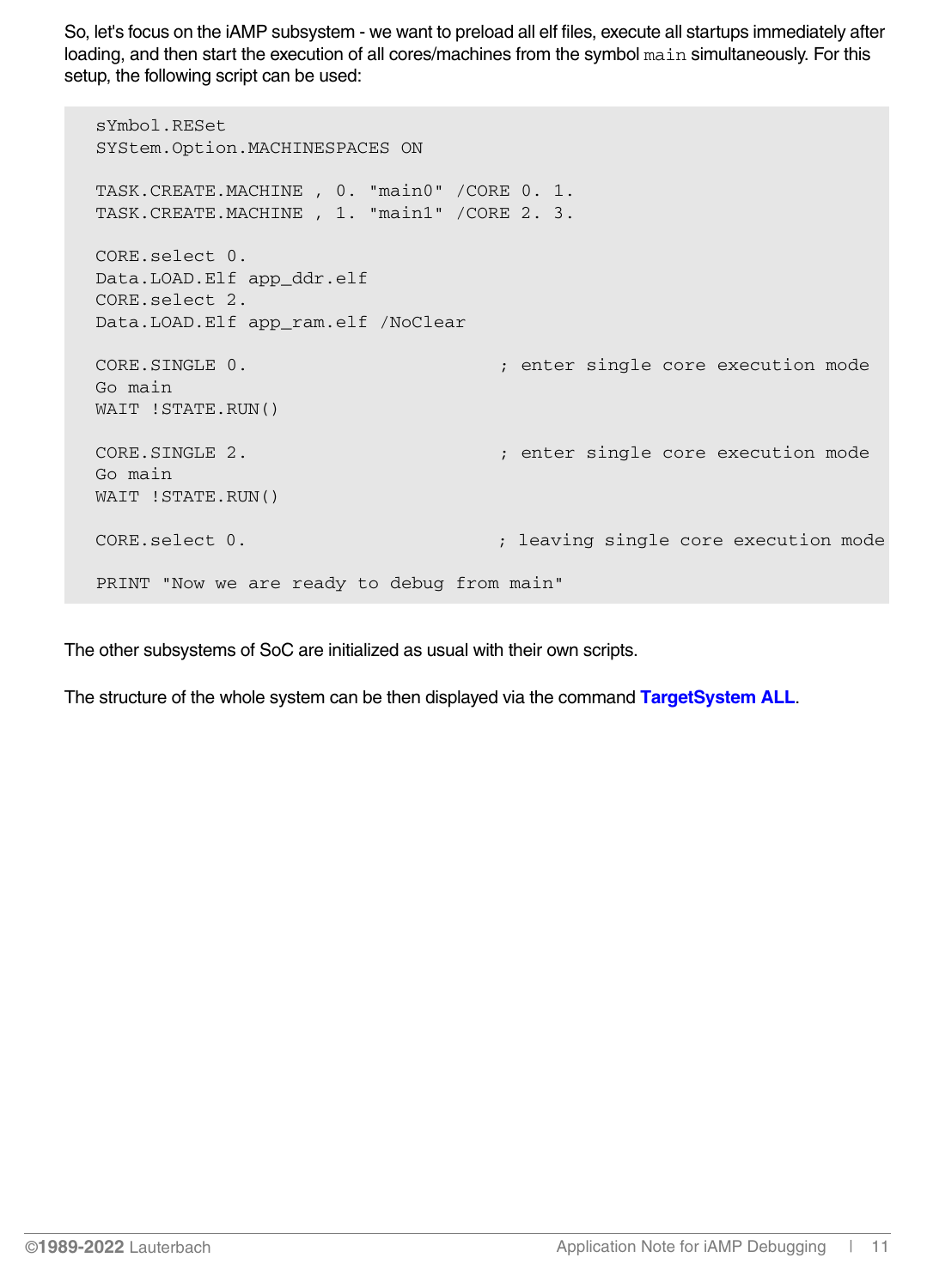So, let's focus on the iAMP subsystem - we want to preload all elf files, execute all startups immediately after loading, and then start the execution of all cores/machines from the symbol `main` simultaneously. For this setup, the following script can be used:

```
sYmbol.RESet
SYStem.Option.MACHINESPACES ON

TASK.CREATE.MACHINE , 0. "main0" /CORE 0. 1.
TASK.CREATE.MACHINE , 1. "main1" /CORE 2. 3.

CORE.select 0.
Data.LOAD.Elf app_ddr.elf
CORE.select 2.
Data.LOAD.Elf app_ram.elf /NoClear

CORE.SINGLE 0.                    ; enter single core execution mode
Go main
WAIT !STATE.RUN()

CORE.SINGLE 2.                    ; enter single core execution mode
Go main
WAIT !STATE.RUN()

CORE.select 0.                    ; leaving single core execution mode

PRINT "Now we are ready to debug from main"
```

The other subsystems of SoC are initialized as usual with their own scripts.

The structure of the whole system can be then displayed via the command **TargetSystem ALL**.